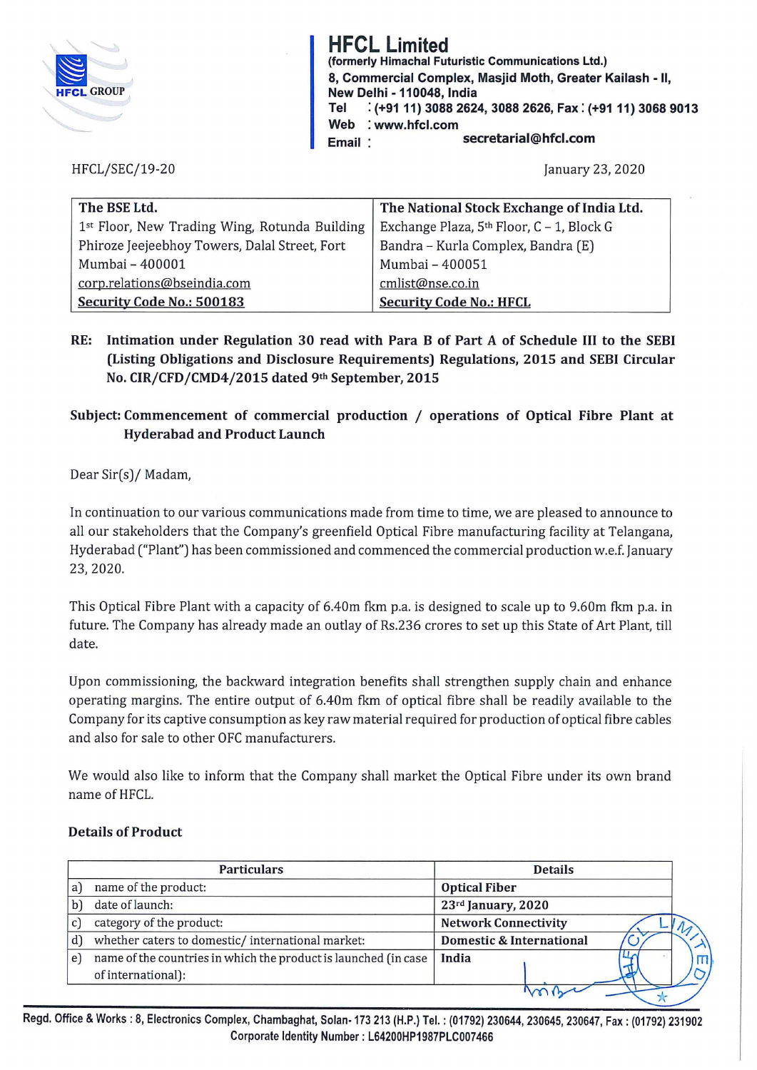# HFCL Limited

**(formerly Himachal Futuristic Communications Ltd.)**
**8, Commercial Complex, Masjid Moth, Greater Kailash - II,**
**New Delhi - 110048, India**
**Tel : (+91 11) 3088 2624, 3088 2626, Fax : (+91 11) 3068 9013**
**Web : www.hfcl.com**
**Email : secretarial@hfcl.com**

HFCL/SEC/19-20

January 23, 2020

| The BSE Ltd. | The National Stock Exchange of India Ltd. |
|---|---|
| 1st Floor, New Trading Wing, Rotunda Building | Exchange Plaza, 5th Floor, C – 1, Block G |
| Phiroze Jeejeebhoy Towers, Dalal Street, Fort | Bandra – Kurla Complex, Bandra (E) |
| Mumbai – 400001 | Mumbai – 400051 |
| corp.relations@bseindia.com | cmlist@nse.co.in |
| **Security Code No.: 500183** | **Security Code No.: HFCL** |

**RE: Intimation under Regulation 30 read with Para B of Part A of Schedule III to the SEBI (Listing Obligations and Disclosure Requirements) Regulations, 2015 and SEBI Circular No. CIR/CFD/CMD4/2015 dated 9th September, 2015**

**Subject: Commencement of commercial production / operations of Optical Fibre Plant at Hyderabad and Product Launch**

Dear Sir(s)/ Madam,

In continuation to our various communications made from time to time, we are pleased to announce to all our stakeholders that the Company's greenfield Optical Fibre manufacturing facility at Telangana, Hyderabad ("Plant") has been commissioned and commenced the commercial production w.e.f. January 23, 2020.

This Optical Fibre Plant with a capacity of 6.40m fkm p.a. is designed to scale up to 9.60m fkm p.a. in future. The Company has already made an outlay of Rs.236 crores to set up this State of Art Plant, till date.

Upon commissioning, the backward integration benefits shall strengthen supply chain and enhance operating margins. The entire output of 6.40m fkm of optical fibre shall be readily available to the Company for its captive consumption as key raw material required for production of optical fibre cables and also for sale to other OFC manufacturers.

We would also like to inform that the Company shall market the Optical Fibre under its own brand name of HFCL.

### Details of Product

| Particulars | Details |
|---|---|
| a) name of the product: | **Optical Fiber** |
| b) date of launch: | **23rd January, 2020** |
| c) category of the product: | **Network Connectivity** |
| d) whether caters to domestic/ international market: | **Domestic & International** |
| e) name of the countries in which the product is launched (in case of international): | **India** |

Regd. Office & Works : 8, Electronics Complex, Chambaghat, Solan- 173 213 (H.P.) Tel. : (01792) 230644, 230645, 230647, Fax : (01792) 231902
Corporate Identity Number : L64200HP1987PLC007466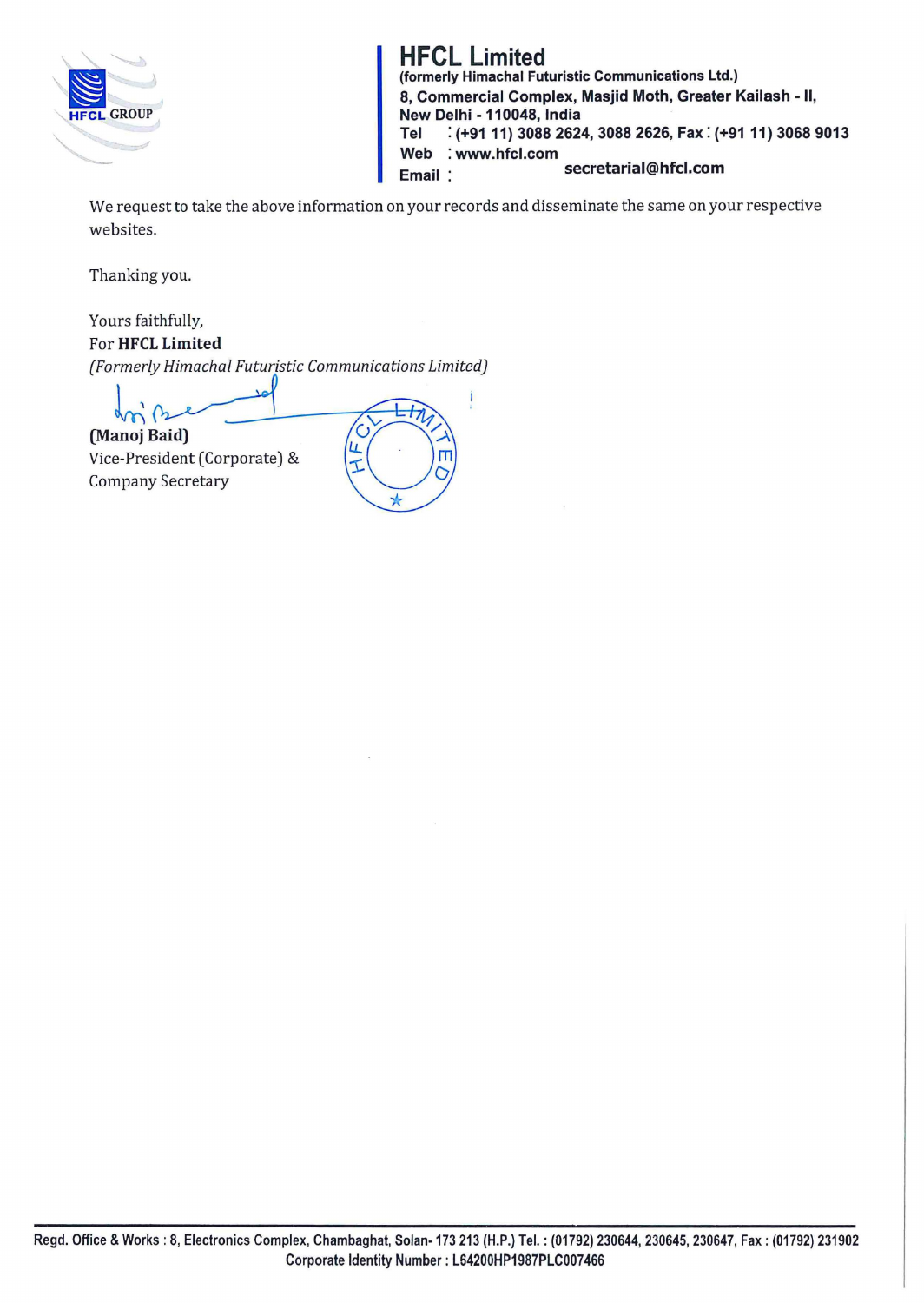**HFCL Limited**
**(formerly Himachal Futuristic Communications Ltd.)**
**8, Commercial Complex, Masjid Moth, Greater Kailash - II,**
**New Delhi - 110048, India**
**Tel : (+91 11) 3088 2624, 3088 2626, Fax : (+91 11) 3068 9013**
**Web : www.hfcl.com**
**Email : secretarial@hfcl.com**

We request to take the above information on your records and disseminate the same on your respective websites.

Thanking you.

Yours faithfully,
For **HFCL Limited**
*(Formerly Himachal Futuristic Communications Limited)*

**(Manoj Baid)**
Vice-President (Corporate) &
Company Secretary

Regd. Office & Works : 8, Electronics Complex, Chambaghat, Solan- 173 213 (H.P.) Tel. : (01792) 230644, 230645, 230647, Fax : (01792) 231902
Corporate Identity Number : L64200HP1987PLC007466